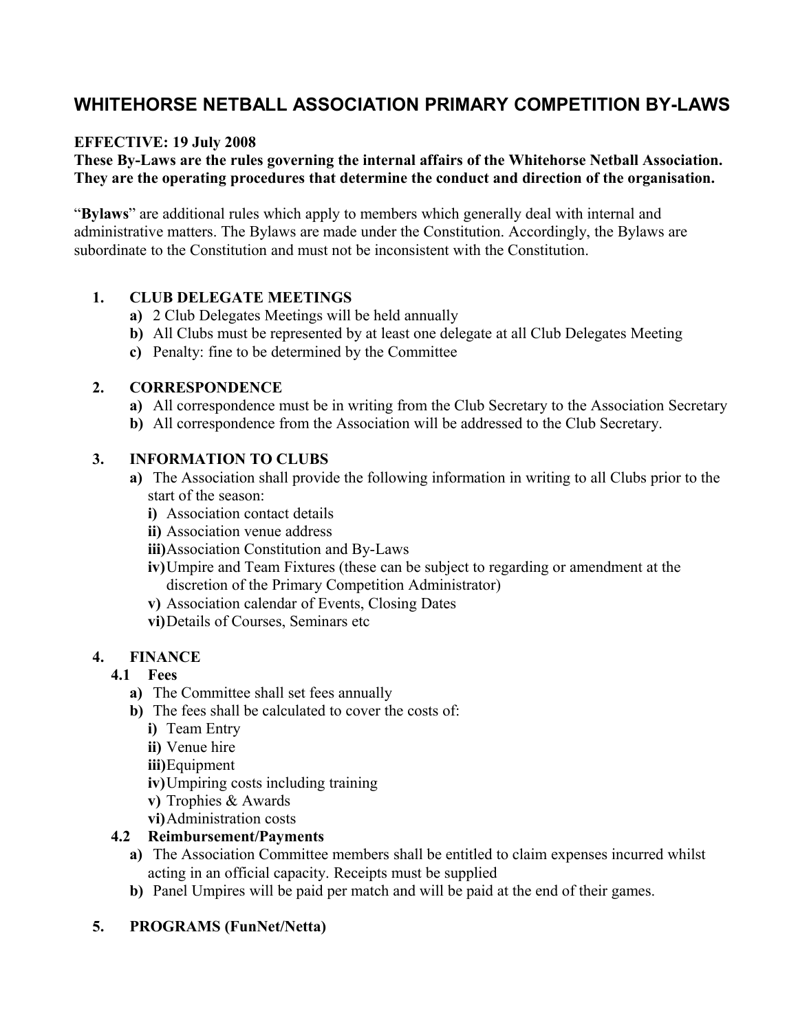# WHITEHORSE NETBALL ASSOCIATION PRIMARY COMPETITION BY-LAWS

**EFFECTIVE: 19 July 2008**

**These By-Laws are the rules governing the internal affairs of the Whitehorse Netball Association. They are the operating procedures that determine the conduct and direction of the organisation.**

"**Bylaws**" are additional rules which apply to members which generally deal with internal and administrative matters. The Bylaws are made under the Constitution. Accordingly, the Bylaws are subordinate to the Constitution and must not be inconsistent with the Constitution.

## 1. CLUB DELEGATE MEETINGS

- **a)** 2 Club Delegates Meetings will be held annually
- **b)** All Clubs must be represented by at least one delegate at all Club Delegates Meeting
- **c)** Penalty: fine to be determined by the Committee

## 2. CORRESPONDENCE

- **a)** All correspondence must be in writing from the Club Secretary to the Association Secretary
- **b)** All correspondence from the Association will be addressed to the Club Secretary.

## 3. INFORMATION TO CLUBS

- **a)** The Association shall provide the following information in writing to all Clubs prior to the start of the season:
  - **i)** Association contact details
  - **ii)** Association venue address
  - **iii)** Association Constitution and By-Laws
  - **iv)** Umpire and Team Fixtures (these can be subject to regarding or amendment at the discretion of the Primary Competition Administrator)
  - **v)** Association calendar of Events, Closing Dates
  - **vi)** Details of Courses, Seminars etc

## 4. FINANCE

### 4.1 Fees

- **a)** The Committee shall set fees annually
- **b)** The fees shall be calculated to cover the costs of:
  - **i)** Team Entry
  - **ii)** Venue hire
  - **iii)** Equipment
  - **iv)** Umpiring costs including training
  - **v)** Trophies & Awards
  - **vi)** Administration costs

### 4.2 Reimbursement/Payments

- **a)** The Association Committee members shall be entitled to claim expenses incurred whilst acting in an official capacity. Receipts must be supplied
- **b)** Panel Umpires will be paid per match and will be paid at the end of their games.

## 5. PROGRAMS (FunNet/Netta)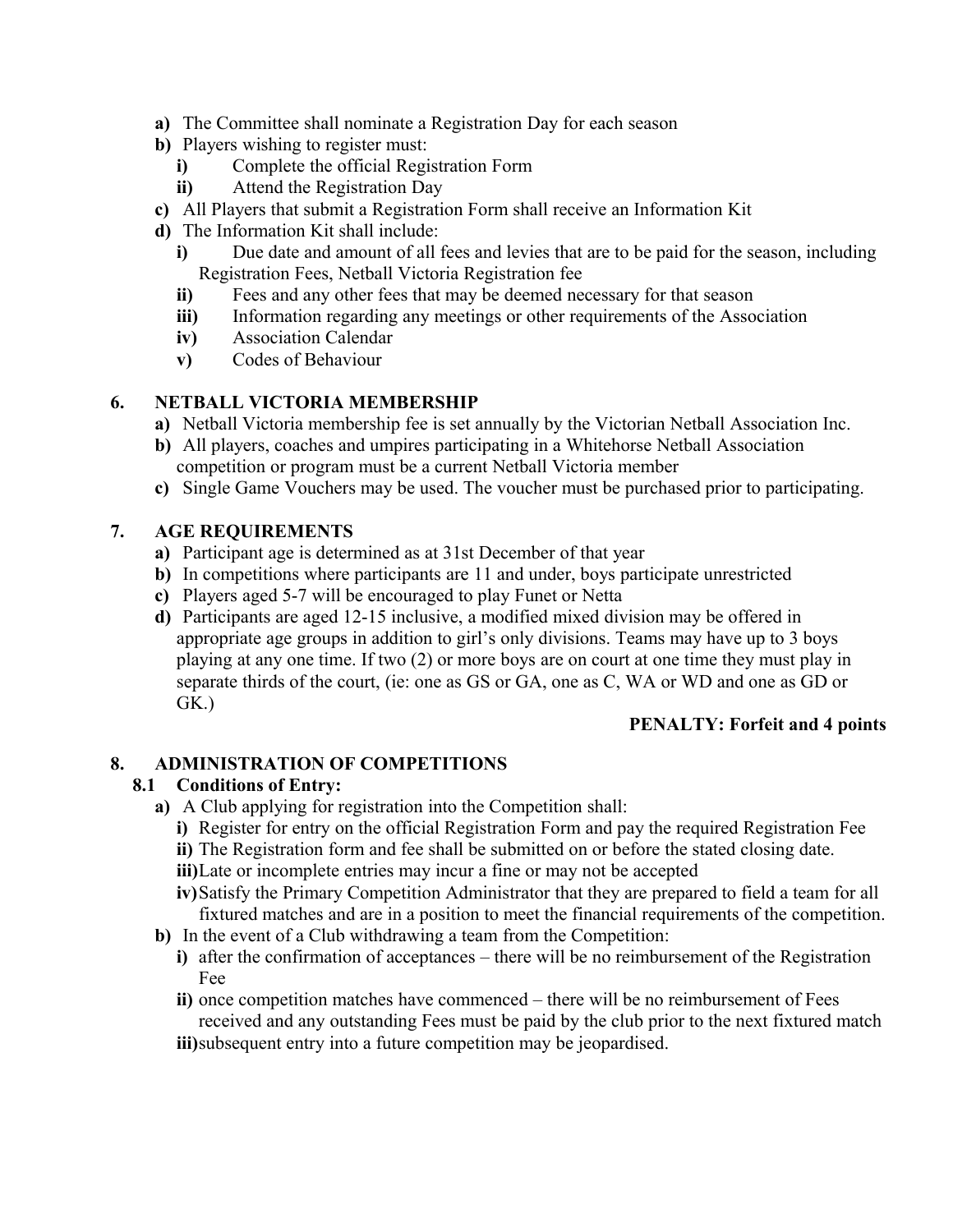- **a)** The Committee shall nominate a Registration Day for each season
- **b)** Players wishing to register must:
  - **i)** Complete the official Registration Form
  - **ii)** Attend the Registration Day
- **c)** All Players that submit a Registration Form shall receive an Information Kit
- **d)** The Information Kit shall include:
  - **i)** Due date and amount of all fees and levies that are to be paid for the season, including Registration Fees, Netball Victoria Registration fee
  - **ii)** Fees and any other fees that may be deemed necessary for that season
  - **iii)** Information regarding any meetings or other requirements of the Association
  - **iv)** Association Calendar
  - **v)** Codes of Behaviour

## 6. NETBALL VICTORIA MEMBERSHIP

- **a)** Netball Victoria membership fee is set annually by the Victorian Netball Association Inc.
- **b)** All players, coaches and umpires participating in a Whitehorse Netball Association competition or program must be a current Netball Victoria member
- **c)** Single Game Vouchers may be used. The voucher must be purchased prior to participating.

## 7. AGE REQUIREMENTS

- **a)** Participant age is determined as at 31st December of that year
- **b)** In competitions where participants are 11 and under, boys participate unrestricted
- **c)** Players aged 5-7 will be encouraged to play Funet or Netta
- **d)** Participants are aged 12-15 inclusive, a modified mixed division may be offered in appropriate age groups in addition to girl's only divisions. Teams may have up to 3 boys playing at any one time. If two (2) or more boys are on court at one time they must play in separate thirds of the court, (ie: one as GS or GA, one as C, WA or WD and one as GD or GK.)

**PENALTY: Forfeit and 4 points**

## 8. ADMINISTRATION OF COMPETITIONS

### 8.1 Conditions of Entry:

- **a)** A Club applying for registration into the Competition shall:
  - **i)** Register for entry on the official Registration Form and pay the required Registration Fee
  - **ii)** The Registration form and fee shall be submitted on or before the stated closing date.
  - **iii)** Late or incomplete entries may incur a fine or may not be accepted
  - **iv)** Satisfy the Primary Competition Administrator that they are prepared to field a team for all fixtured matches and are in a position to meet the financial requirements of the competition.
- **b)** In the event of a Club withdrawing a team from the Competition:
  - **i)** after the confirmation of acceptances – there will be no reimbursement of the Registration Fee
  - **ii)** once competition matches have commenced – there will be no reimbursement of Fees received and any outstanding Fees must be paid by the club prior to the next fixtured match
  - **iii)** subsequent entry into a future competition may be jeopardised.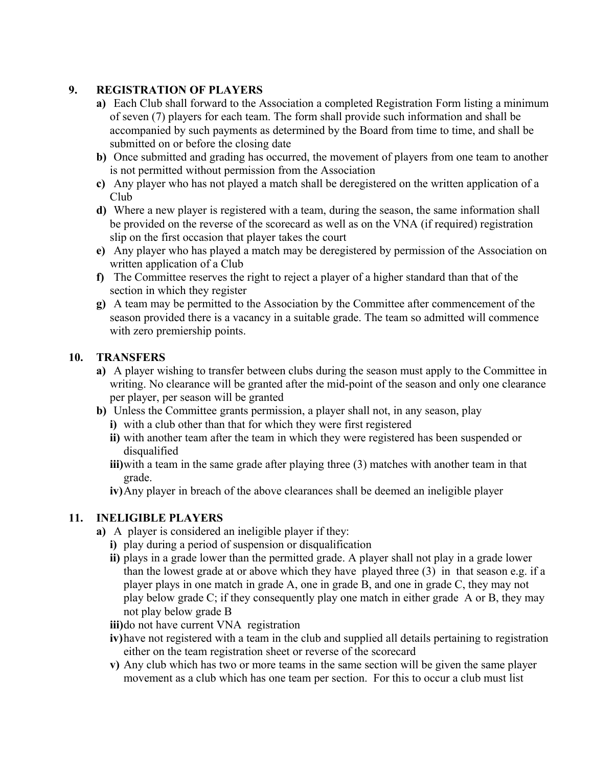## 9. REGISTRATION OF PLAYERS

- **a)** Each Club shall forward to the Association a completed Registration Form listing a minimum of seven (7) players for each team. The form shall provide such information and shall be accompanied by such payments as determined by the Board from time to time, and shall be submitted on or before the closing date
- **b)** Once submitted and grading has occurred, the movement of players from one team to another is not permitted without permission from the Association
- **c)** Any player who has not played a match shall be deregistered on the written application of a Club
- **d)** Where a new player is registered with a team, during the season, the same information shall be provided on the reverse of the scorecard as well as on the VNA (if required) registration slip on the first occasion that player takes the court
- **e)** Any player who has played a match may be deregistered by permission of the Association on written application of a Club
- **f)** The Committee reserves the right to reject a player of a higher standard than that of the section in which they register
- **g)** A team may be permitted to the Association by the Committee after commencement of the season provided there is a vacancy in a suitable grade. The team so admitted will commence with zero premiership points.

## 10. TRANSFERS

- **a)** A player wishing to transfer between clubs during the season must apply to the Committee in writing. No clearance will be granted after the mid-point of the season and only one clearance per player, per season will be granted
- **b)** Unless the Committee grants permission, a player shall not, in any season, play
  - **i)** with a club other than that for which they were first registered
  - **ii)** with another team after the team in which they were registered has been suspended or disqualified
  - **iii)** with a team in the same grade after playing three (3) matches with another team in that grade.
  - **iv)** Any player in breach of the above clearances shall be deemed an ineligible player

## 11. INELIGIBLE PLAYERS

- **a)** A player is considered an ineligible player if they:
  - **i)** play during a period of suspension or disqualification
  - **ii)** plays in a grade lower than the permitted grade. A player shall not play in a grade lower than the lowest grade at or above which they have played three (3) in that season e.g. if a player plays in one match in grade A, one in grade B, and one in grade C, they may not play below grade C; if they consequently play one match in either grade A or B, they may not play below grade B
  - **iii)** do not have current VNA registration
  - **iv)** have not registered with a team in the club and supplied all details pertaining to registration either on the team registration sheet or reverse of the scorecard
  - **v)** Any club which has two or more teams in the same section will be given the same player movement as a club which has one team per section. For this to occur a club must list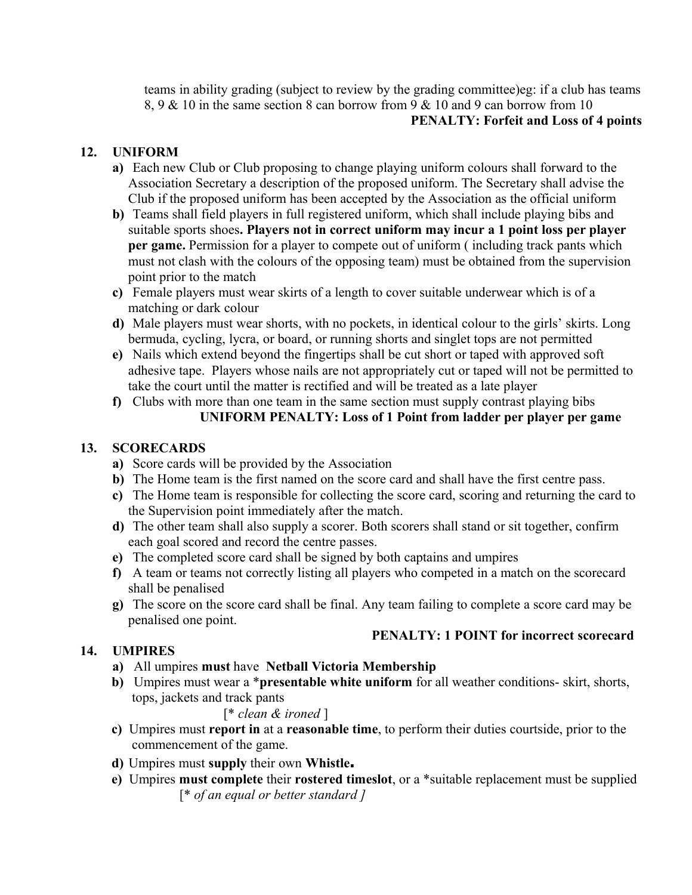teams in ability grading (subject to review by the grading committee)eg: if a club has teams 8, 9 & 10 in the same section 8 can borrow from 9 & 10 and 9 can borrow from 10

**PENALTY: Forfeit and Loss of 4 points**

## 12. UNIFORM

**a)** Each new Club or Club proposing to change playing uniform colours shall forward to the Association Secretary a description of the proposed uniform. The Secretary shall advise the Club if the proposed uniform has been accepted by the Association as the official uniform

**b)** Teams shall field players in full registered uniform, which shall include playing bibs and suitable sports shoes**. Players not in correct uniform may incur a 1 point loss per player per game.** Permission for a player to compete out of uniform ( including track pants which must not clash with the colours of the opposing team) must be obtained from the supervision point prior to the match

**c)** Female players must wear skirts of a length to cover suitable underwear which is of a matching or dark colour

**d)** Male players must wear shorts, with no pockets, in identical colour to the girls' skirts. Long bermuda, cycling, lycra, or board, or running shorts and singlet tops are not permitted

**e)** Nails which extend beyond the fingertips shall be cut short or taped with approved soft adhesive tape. Players whose nails are not appropriately cut or taped will not be permitted to take the court until the matter is rectified and will be treated as a late player

**f)** Clubs with more than one team in the same section must supply contrast playing bibs

**UNIFORM PENALTY: Loss of 1 Point from ladder per player per game**

## 13. SCORECARDS

**a)** Score cards will be provided by the Association

**b)** The Home team is the first named on the score card and shall have the first centre pass.

**c)** The Home team is responsible for collecting the score card, scoring and returning the card to the Supervision point immediately after the match.

**d)** The other team shall also supply a scorer. Both scorers shall stand or sit together, confirm each goal scored and record the centre passes.

**e)** The completed score card shall be signed by both captains and umpires

**f)** A team or teams not correctly listing all players who competed in a match on the scorecard shall be penalised

**g)** The score on the score card shall be final. Any team failing to complete a score card may be penalised one point.

**PENALTY: 1 POINT for incorrect scorecard**

## 14. UMPIRES

**a)** All umpires **must** have **Netball Victoria Membership**

**b)** Umpires must wear a \***presentable white uniform** for all weather conditions- skirt, shorts, tops, jackets and track pants

[* *clean & ironed* ]

**c)** Umpires must **report in** at a **reasonable time**, to perform their duties courtside, prior to the commencement of the game.

**d)** Umpires must **supply** their own **Whistle.**

**e)** Umpires **must complete** their **rostered timeslot**, or a *suitable replacement must be supplied

[* *of an equal or better standard ]*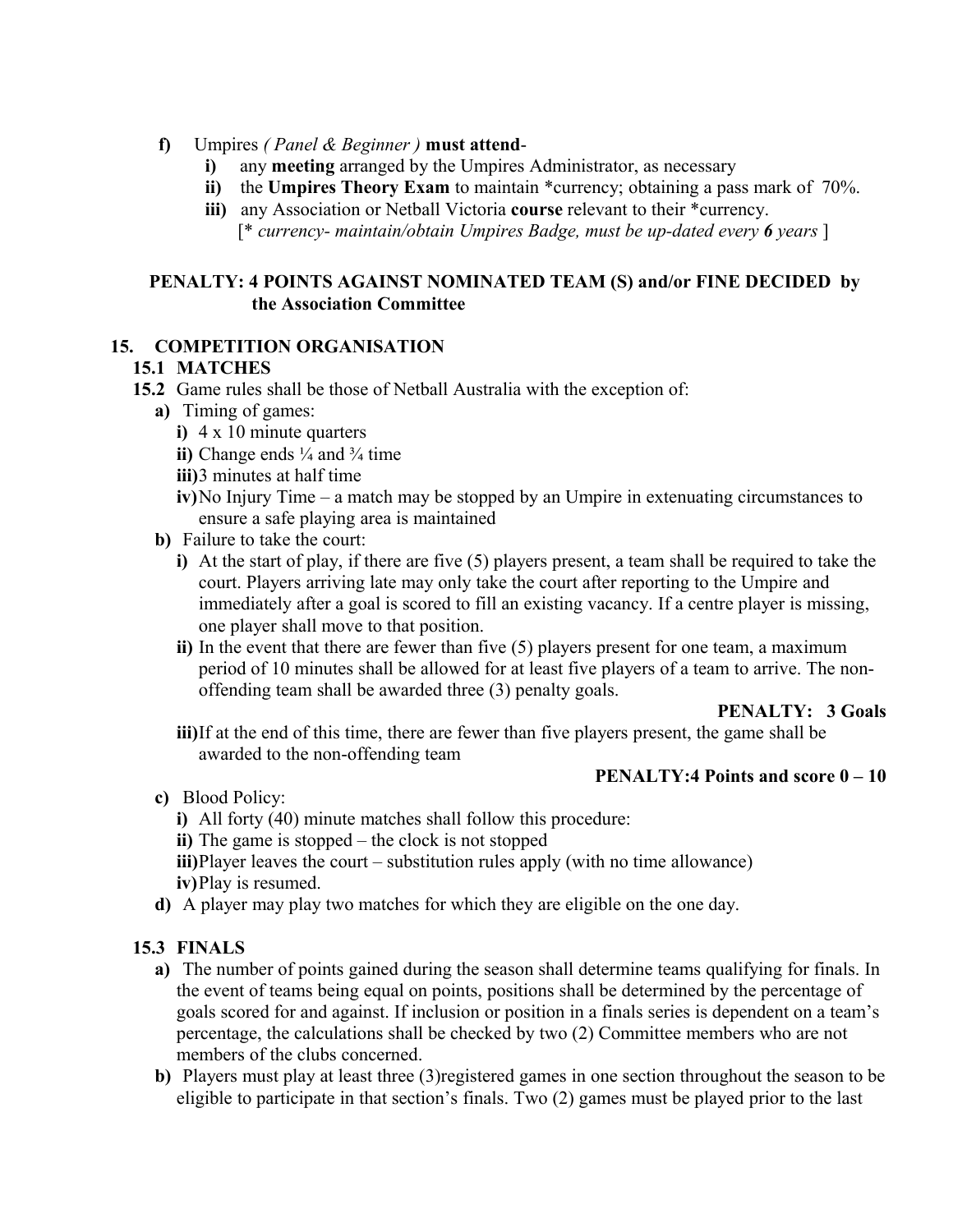- **f)** Umpires *( Panel & Beginner )* **must attend**-
  - **i)** any **meeting** arranged by the Umpires Administrator, as necessary
  - **ii)** the **Umpires Theory Exam** to maintain *currency; obtaining a pass mark of 70%.
  - **iii)** any Association or Netball Victoria **course** relevant to their *currency.
    [* *currency- maintain/obtain Umpires Badge, must be up-dated every **6** years* ]

**PENALTY: 4 POINTS AGAINST NOMINATED TEAM (S) and/or FINE DECIDED by the Association Committee**

## 15. COMPETITION ORGANISATION

### 15.1 MATCHES

**15.2** Game rules shall be those of Netball Australia with the exception of:

- **a)** Timing of games:
  - **i)** 4 x 10 minute quarters
  - **ii)** Change ends ¼ and ¾ time
  - **iii)** 3 minutes at half time
  - **iv)** No Injury Time – a match may be stopped by an Umpire in extenuating circumstances to ensure a safe playing area is maintained
- **b)** Failure to take the court:
  - **i)** At the start of play, if there are five (5) players present, a team shall be required to take the court. Players arriving late may only take the court after reporting to the Umpire and immediately after a goal is scored to fill an existing vacancy. If a centre player is missing, one player shall move to that position.
  - **ii)** In the event that there are fewer than five (5) players present for one team, a maximum period of 10 minutes shall be allowed for at least five players of a team to arrive. The non-offending team shall be awarded three (3) penalty goals.

    **PENALTY: 3 Goals**
  - **iii)** If at the end of this time, there are fewer than five players present, the game shall be awarded to the non-offending team

    **PENALTY:4 Points and score 0 – 10**
- **c)** Blood Policy:
  - **i)** All forty (40) minute matches shall follow this procedure:
  - **ii)** The game is stopped – the clock is not stopped
  - **iii)** Player leaves the court – substitution rules apply (with no time allowance)
  - **iv)** Play is resumed.
- **d)** A player may play two matches for which they are eligible on the one day.

### 15.3 FINALS

- **a)** The number of points gained during the season shall determine teams qualifying for finals. In the event of teams being equal on points, positions shall be determined by the percentage of goals scored for and against. If inclusion or position in a finals series is dependent on a team's percentage, the calculations shall be checked by two (2) Committee members who are not members of the clubs concerned.
- **b)** Players must play at least three (3)registered games in one section throughout the season to be eligible to participate in that section's finals. Two (2) games must be played prior to the last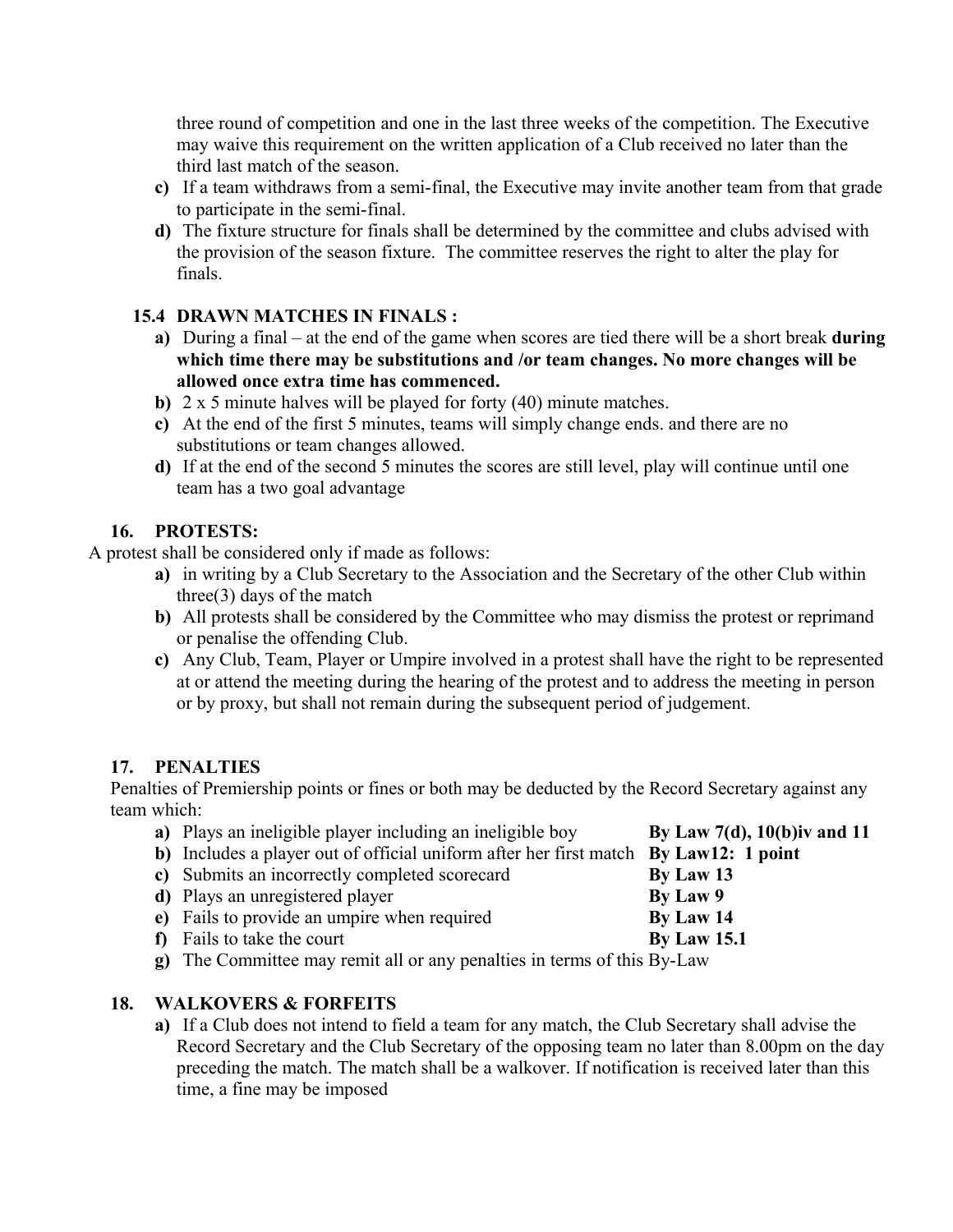three round of competition and one in the last three weeks of the competition. The Executive may waive this requirement on the written application of a Club received no later than the third last match of the season.

**c)** If a team withdraws from a semi-final, the Executive may invite another team from that grade to participate in the semi-final.

**d)** The fixture structure for finals shall be determined by the committee and clubs advised with the provision of the season fixture. The committee reserves the right to alter the play for finals.

### 15.4 DRAWN MATCHES IN FINALS :

**a)** During a final – at the end of the game when scores are tied there will be a short break **during which time there may be substitutions and /or team changes. No more changes will be allowed once extra time has commenced.**

**b)** 2 x 5 minute halves will be played for forty (40) minute matches.

**c)** At the end of the first 5 minutes, teams will simply change ends. and there are no substitutions or team changes allowed.

**d)** If at the end of the second 5 minutes the scores are still level, play will continue until one team has a two goal advantage

## 16. PROTESTS:

A protest shall be considered only if made as follows:

**a)** in writing by a Club Secretary to the Association and the Secretary of the other Club within three(3) days of the match

**b)** All protests shall be considered by the Committee who may dismiss the protest or reprimand or penalise the offending Club.

**c)** Any Club, Team, Player or Umpire involved in a protest shall have the right to be represented at or attend the meeting during the hearing of the protest and to address the meeting in person or by proxy, but shall not remain during the subsequent period of judgement.

## 17. PENALTIES

Penalties of Premiership points or fines or both may be deducted by the Record Secretary against any team which:

**a)** Plays an ineligible player including an ineligible boy **By Law 7(d), 10(b)iv and 11**

**b)** Includes a player out of official uniform after her first match **By Law12: 1 point**

**c)** Submits an incorrectly completed scorecard **By Law 13**

**d)** Plays an unregistered player **By Law 9**

**e)** Fails to provide an umpire when required **By Law 14**

**f)** Fails to take the court **By Law 15.1**

**g)** The Committee may remit all or any penalties in terms of this By-Law

## 18. WALKOVERS & FORFEITS

**a)** If a Club does not intend to field a team for any match, the Club Secretary shall advise the Record Secretary and the Club Secretary of the opposing team no later than 8.00pm on the day preceding the match. The match shall be a walkover. If notification is received later than this time, a fine may be imposed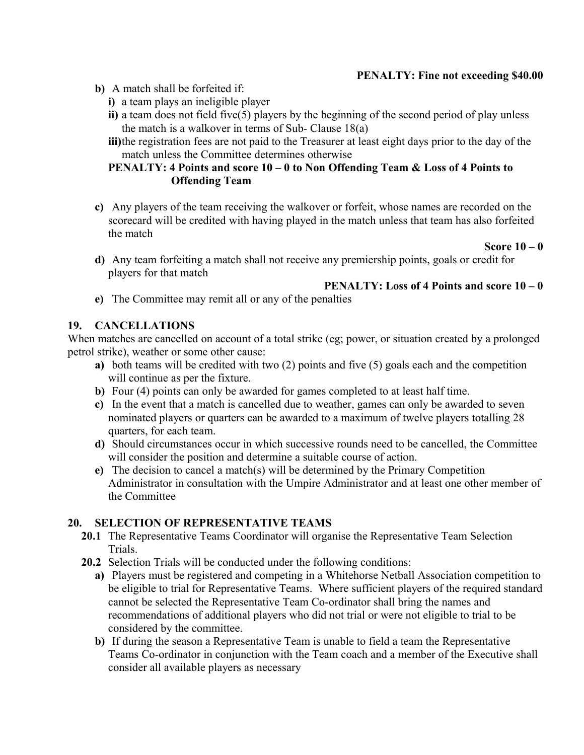**PENALTY: Fine not exceeding $40.00**

- **b)** A match shall be forfeited if:
  - **i)** a team plays an ineligible player
  - **ii)** a team does not field five(5) players by the beginning of the second period of play unless the match is a walkover in terms of Sub- Clause 18(a)
  - **iii)** the registration fees are not paid to the Treasurer at least eight days prior to the day of the match unless the Committee determines otherwise

  **PENALTY: 4 Points and score 10 – 0 to Non Offending Team & Loss of 4 Points to Offending Team**

- **c)** Any players of the team receiving the walkover or forfeit, whose names are recorded on the scorecard will be credited with having played in the match unless that team has also forfeited the match

  **Score 10 – 0**

- **d)** Any team forfeiting a match shall not receive any premiership points, goals or credit for players for that match

  **PENALTY: Loss of 4 Points and score 10 – 0**

- **e)** The Committee may remit all or any of the penalties

## 19. CANCELLATIONS

When matches are cancelled on account of a total strike (eg; power, or situation created by a prolonged petrol strike), weather or some other cause:

- **a)** both teams will be credited with two (2) points and five (5) goals each and the competition will continue as per the fixture.
- **b)** Four (4) points can only be awarded for games completed to at least half time.
- **c)** In the event that a match is cancelled due to weather, games can only be awarded to seven nominated players or quarters can be awarded to a maximum of twelve players totalling 28 quarters, for each team.
- **d)** Should circumstances occur in which successive rounds need to be cancelled, the Committee will consider the position and determine a suitable course of action.
- **e)** The decision to cancel a match(s) will be determined by the Primary Competition Administrator in consultation with the Umpire Administrator and at least one other member of the Committee

## 20. SELECTION OF REPRESENTATIVE TEAMS

**20.1** The Representative Teams Coordinator will organise the Representative Team Selection Trials.

**20.2** Selection Trials will be conducted under the following conditions:

- **a)** Players must be registered and competing in a Whitehorse Netball Association competition to be eligible to trial for Representative Teams. Where sufficient players of the required standard cannot be selected the Representative Team Co-ordinator shall bring the names and recommendations of additional players who did not trial or were not eligible to trial to be considered by the committee.
- **b)** If during the season a Representative Team is unable to field a team the Representative Teams Co-ordinator in conjunction with the Team coach and a member of the Executive shall consider all available players as necessary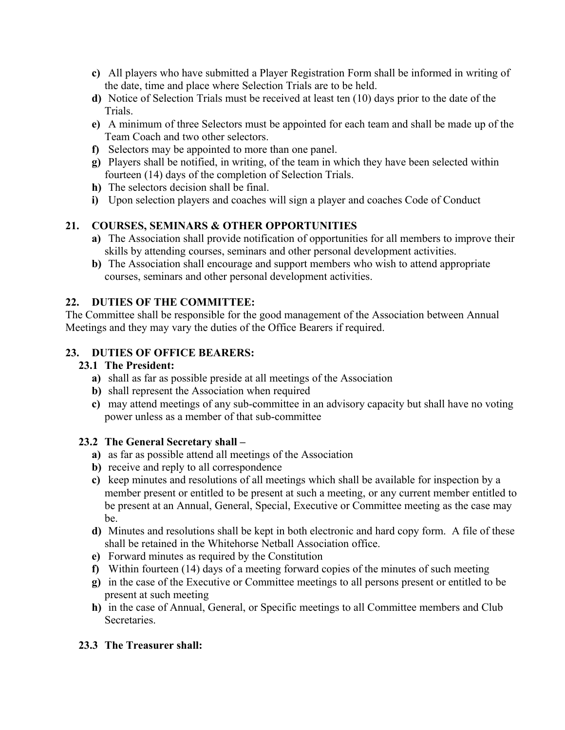c) All players who have submitted a Player Registration Form shall be informed in writing of the date, time and place where Selection Trials are to be held.
d) Notice of Selection Trials must be received at least ten (10) days prior to the date of the Trials.
e) A minimum of three Selectors must be appointed for each team and shall be made up of the Team Coach and two other selectors.
f) Selectors may be appointed to more than one panel.
g) Players shall be notified, in writing, of the team in which they have been selected within fourteen (14) days of the completion of Selection Trials.
h) The selectors decision shall be final.
i) Upon selection players and coaches will sign a player and coaches Code of Conduct

## 21. COURSES, SEMINARS & OTHER OPPORTUNITIES

a) The Association shall provide notification of opportunities for all members to improve their skills by attending courses, seminars and other personal development activities.
b) The Association shall encourage and support members who wish to attend appropriate courses, seminars and other personal development activities.

## 22. DUTIES OF THE COMMITTEE:

The Committee shall be responsible for the good management of the Association between Annual Meetings and they may vary the duties of the Office Bearers if required.

## 23. DUTIES OF OFFICE BEARERS:

### 23.1 The President:

a) shall as far as possible preside at all meetings of the Association
b) shall represent the Association when required
c) may attend meetings of any sub-committee in an advisory capacity but shall have no voting power unless as a member of that sub-committee

### 23.2 The General Secretary shall –

a) as far as possible attend all meetings of the Association
b) receive and reply to all correspondence
c) keep minutes and resolutions of all meetings which shall be available for inspection by a member present or entitled to be present at such a meeting, or any current member entitled to be present at an Annual, General, Special, Executive or Committee meeting as the case may be.
d) Minutes and resolutions shall be kept in both electronic and hard copy form. A file of these shall be retained in the Whitehorse Netball Association office.
e) Forward minutes as required by the Constitution
f) Within fourteen (14) days of a meeting forward copies of the minutes of such meeting
g) in the case of the Executive or Committee meetings to all persons present or entitled to be present at such meeting
h) in the case of Annual, General, or Specific meetings to all Committee members and Club Secretaries.

### 23.3 The Treasurer shall: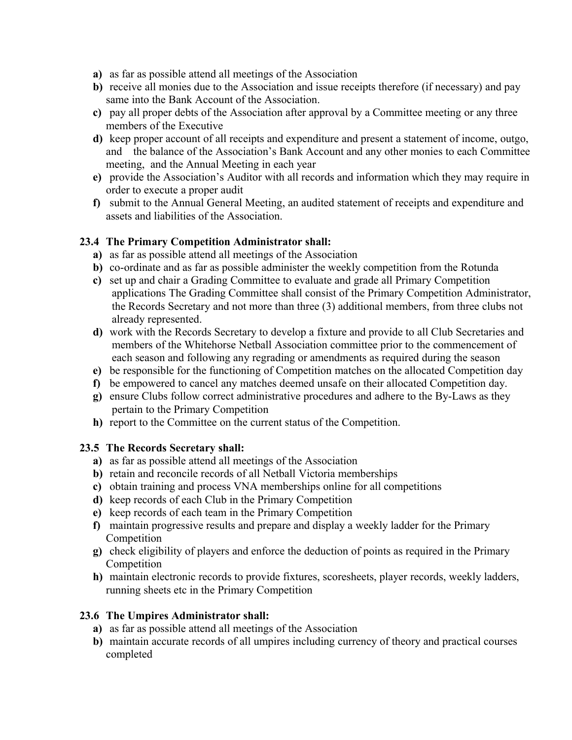a) as far as possible attend all meetings of the Association
b) receive all monies due to the Association and issue receipts therefore (if necessary) and pay same into the Bank Account of the Association.
c) pay all proper debts of the Association after approval by a Committee meeting or any three members of the Executive
d) keep proper account of all receipts and expenditure and present a statement of income, outgo, and the balance of the Association's Bank Account and any other monies to each Committee meeting, and the Annual Meeting in each year
e) provide the Association's Auditor with all records and information which they may require in order to execute a proper audit
f) submit to the Annual General Meeting, an audited statement of receipts and expenditure and assets and liabilities of the Association.

**23.4 The Primary Competition Administrator shall:**

a) as far as possible attend all meetings of the Association
b) co-ordinate and as far as possible administer the weekly competition from the Rotunda
c) set up and chair a Grading Committee to evaluate and grade all Primary Competition applications The Grading Committee shall consist of the Primary Competition Administrator, the Records Secretary and not more than three (3) additional members, from three clubs not already represented.
d) work with the Records Secretary to develop a fixture and provide to all Club Secretaries and members of the Whitehorse Netball Association committee prior to the commencement of each season and following any regrading or amendments as required during the season
e) be responsible for the functioning of Competition matches on the allocated Competition day
f) be empowered to cancel any matches deemed unsafe on their allocated Competition day.
g) ensure Clubs follow correct administrative procedures and adhere to the By-Laws as they pertain to the Primary Competition
h) report to the Committee on the current status of the Competition.

**23.5 The Records Secretary shall:**

a) as far as possible attend all meetings of the Association
b) retain and reconcile records of all Netball Victoria memberships
c) obtain training and process VNA memberships online for all competitions
d) keep records of each Club in the Primary Competition
e) keep records of each team in the Primary Competition
f) maintain progressive results and prepare and display a weekly ladder for the Primary Competition
g) check eligibility of players and enforce the deduction of points as required in the Primary Competition
h) maintain electronic records to provide fixtures, scoresheets, player records, weekly ladders, running sheets etc in the Primary Competition

**23.6 The Umpires Administrator shall:**

a) as far as possible attend all meetings of the Association
b) maintain accurate records of all umpires including currency of theory and practical courses completed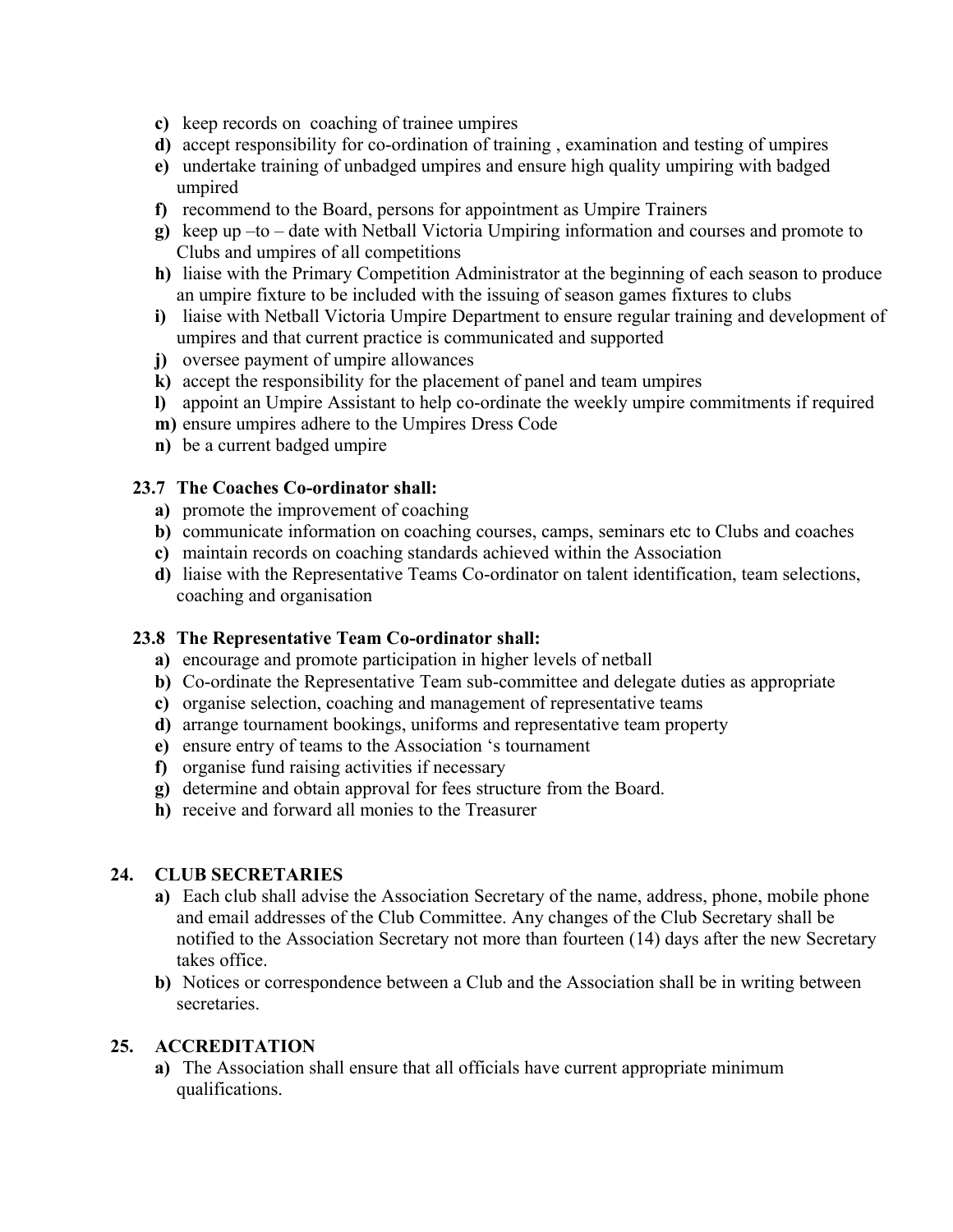- **c)** keep records on coaching of trainee umpires
- **d)** accept responsibility for co-ordination of training , examination and testing of umpires
- **e)** undertake training of unbadged umpires and ensure high quality umpiring with badged umpired
- **f)** recommend to the Board, persons for appointment as Umpire Trainers
- **g)** keep up –to – date with Netball Victoria Umpiring information and courses and promote to Clubs and umpires of all competitions
- **h)** liaise with the Primary Competition Administrator at the beginning of each season to produce an umpire fixture to be included with the issuing of season games fixtures to clubs
- **i)** liaise with Netball Victoria Umpire Department to ensure regular training and development of umpires and that current practice is communicated and supported
- **j)** oversee payment of umpire allowances
- **k)** accept the responsibility for the placement of panel and team umpires
- **l)** appoint an Umpire Assistant to help co-ordinate the weekly umpire commitments if required
- **m)** ensure umpires adhere to the Umpires Dress Code
- **n)** be a current badged umpire

**23.7 The Coaches Co-ordinator shall:**

- **a)** promote the improvement of coaching
- **b)** communicate information on coaching courses, camps, seminars etc to Clubs and coaches
- **c)** maintain records on coaching standards achieved within the Association
- **d)** liaise with the Representative Teams Co-ordinator on talent identification, team selections, coaching and organisation

**23.8 The Representative Team Co-ordinator shall:**

- **a)** encourage and promote participation in higher levels of netball
- **b)** Co-ordinate the Representative Team sub-committee and delegate duties as appropriate
- **c)** organise selection, coaching and management of representative teams
- **d)** arrange tournament bookings, uniforms and representative team property
- **e)** ensure entry of teams to the Association 's tournament
- **f)** organise fund raising activities if necessary
- **g)** determine and obtain approval for fees structure from the Board.
- **h)** receive and forward all monies to the Treasurer

## 24. CLUB SECRETARIES

- **a)** Each club shall advise the Association Secretary of the name, address, phone, mobile phone and email addresses of the Club Committee. Any changes of the Club Secretary shall be notified to the Association Secretary not more than fourteen (14) days after the new Secretary takes office.
- **b)** Notices or correspondence between a Club and the Association shall be in writing between secretaries.

## 25. ACCREDITATION

- **a)** The Association shall ensure that all officials have current appropriate minimum qualifications.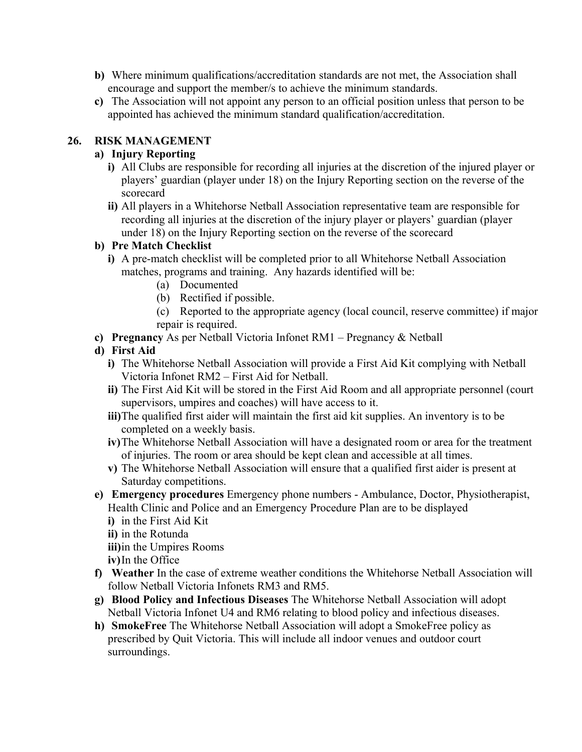**b)** Where minimum qualifications/accreditation standards are not met, the Association shall encourage and support the member/s to achieve the minimum standards.

**c)** The Association will not appoint any person to an official position unless that person to be appointed has achieved the minimum standard qualification/accreditation.

## 26. RISK MANAGEMENT

**a) Injury Reporting**

- **i)** All Clubs are responsible for recording all injuries at the discretion of the injured player or players' guardian (player under 18) on the Injury Reporting section on the reverse of the scorecard
- **ii)** All players in a Whitehorse Netball Association representative team are responsible for recording all injuries at the discretion of the injury player or players' guardian (player under 18) on the Injury Reporting section on the reverse of the scorecard

**b) Pre Match Checklist**

- **i)** A pre-match checklist will be completed prior to all Whitehorse Netball Association matches, programs and training. Any hazards identified will be:
  - (a) Documented
  - (b) Rectified if possible.
  - (c) Reported to the appropriate agency (local council, reserve committee) if major repair is required.

**c) Pregnancy** As per Netball Victoria Infonet RM1 – Pregnancy & Netball

**d) First Aid**

- **i)** The Whitehorse Netball Association will provide a First Aid Kit complying with Netball Victoria Infonet RM2 – First Aid for Netball.
- **ii)** The First Aid Kit will be stored in the First Aid Room and all appropriate personnel (court supervisors, umpires and coaches) will have access to it.
- **iii)** The qualified first aider will maintain the first aid kit supplies. An inventory is to be completed on a weekly basis.
- **iv)** The Whitehorse Netball Association will have a designated room or area for the treatment of injuries. The room or area should be kept clean and accessible at all times.
- **v)** The Whitehorse Netball Association will ensure that a qualified first aider is present at Saturday competitions.

**e) Emergency procedures** Emergency phone numbers - Ambulance, Doctor, Physiotherapist, Health Clinic and Police and an Emergency Procedure Plan are to be displayed

- **i)** in the First Aid Kit
- **ii)** in the Rotunda
- **iii)** in the Umpires Rooms
- **iv)** In the Office

**f) Weather** In the case of extreme weather conditions the Whitehorse Netball Association will follow Netball Victoria Infonets RM3 and RM5.

**g) Blood Policy and Infectious Diseases** The Whitehorse Netball Association will adopt Netball Victoria Infonet U4 and RM6 relating to blood policy and infectious diseases.

**h) SmokeFree** The Whitehorse Netball Association will adopt a SmokeFree policy as prescribed by Quit Victoria. This will include all indoor venues and outdoor court surroundings.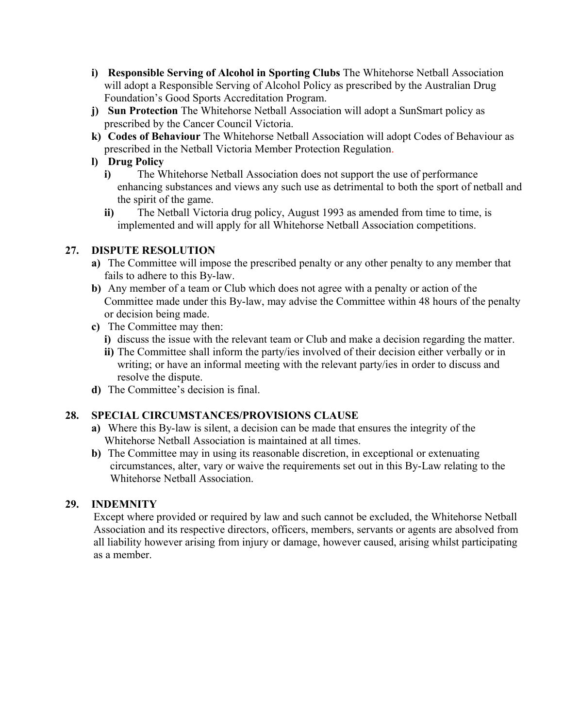- **i) Responsible Serving of Alcohol in Sporting Clubs** The Whitehorse Netball Association will adopt a Responsible Serving of Alcohol Policy as prescribed by the Australian Drug Foundation's Good Sports Accreditation Program.
- **j) Sun Protection** The Whitehorse Netball Association will adopt a SunSmart policy as prescribed by the Cancer Council Victoria.
- **k) Codes of Behaviour** The Whitehorse Netball Association will adopt Codes of Behaviour as prescribed in the Netball Victoria Member Protection Regulation.
- **l) Drug Policy**
  - **i)** The Whitehorse Netball Association does not support the use of performance enhancing substances and views any such use as detrimental to both the sport of netball and the spirit of the game.
  - **ii)** The Netball Victoria drug policy, August 1993 as amended from time to time, is implemented and will apply for all Whitehorse Netball Association competitions.

## 27. DISPUTE RESOLUTION

- **a)** The Committee will impose the prescribed penalty or any other penalty to any member that fails to adhere to this By-law.
- **b)** Any member of a team or Club which does not agree with a penalty or action of the Committee made under this By-law, may advise the Committee within 48 hours of the penalty or decision being made.
- **c)** The Committee may then:
  - **i)** discuss the issue with the relevant team or Club and make a decision regarding the matter.
  - **ii)** The Committee shall inform the party/ies involved of their decision either verbally or in writing; or have an informal meeting with the relevant party/ies in order to discuss and resolve the dispute.
- **d)** The Committee's decision is final.

## 28. SPECIAL CIRCUMSTANCES/PROVISIONS CLAUSE

- **a)** Where this By-law is silent, a decision can be made that ensures the integrity of the Whitehorse Netball Association is maintained at all times.
- **b)** The Committee may in using its reasonable discretion, in exceptional or extenuating circumstances, alter, vary or waive the requirements set out in this By-Law relating to the Whitehorse Netball Association.

## 29. INDEMNITY

Except where provided or required by law and such cannot be excluded, the Whitehorse Netball Association and its respective directors, officers, members, servants or agents are absolved from all liability however arising from injury or damage, however caused, arising whilst participating as a member.